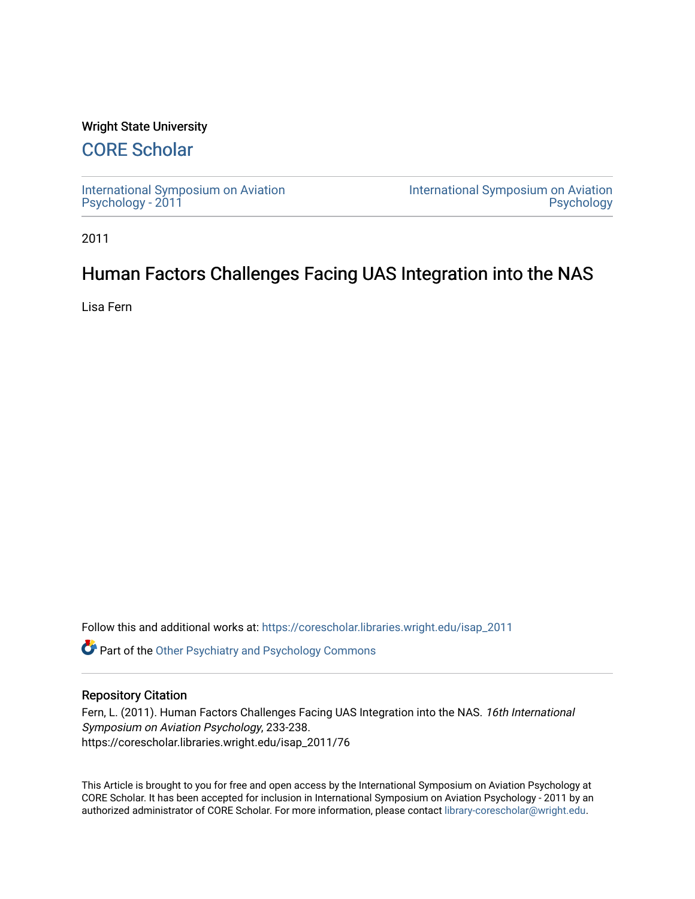Wright State University

## CORE Scholar

International Symposium on Aviation Psychology - 2011

International Symposium on Aviation Psychology

2011

# Human Factors Challenges Facing UAS Integration into the NAS

Lisa Fern

Follow this and additional works at: https://corescholar.libraries.wright.edu/isap_2011

Part of the Other Psychiatry and Psychology Commons

## Repository Citation

Fern, L. (2011). Human Factors Challenges Facing UAS Integration into the NAS. *16th International Symposium on Aviation Psychology*, 233-238.
https://corescholar.libraries.wright.edu/isap_2011/76

This Article is brought to you for free and open access by the International Symposium on Aviation Psychology at CORE Scholar. It has been accepted for inclusion in International Symposium on Aviation Psychology - 2011 by an authorized administrator of CORE Scholar. For more information, please contact library-corescholar@wright.edu.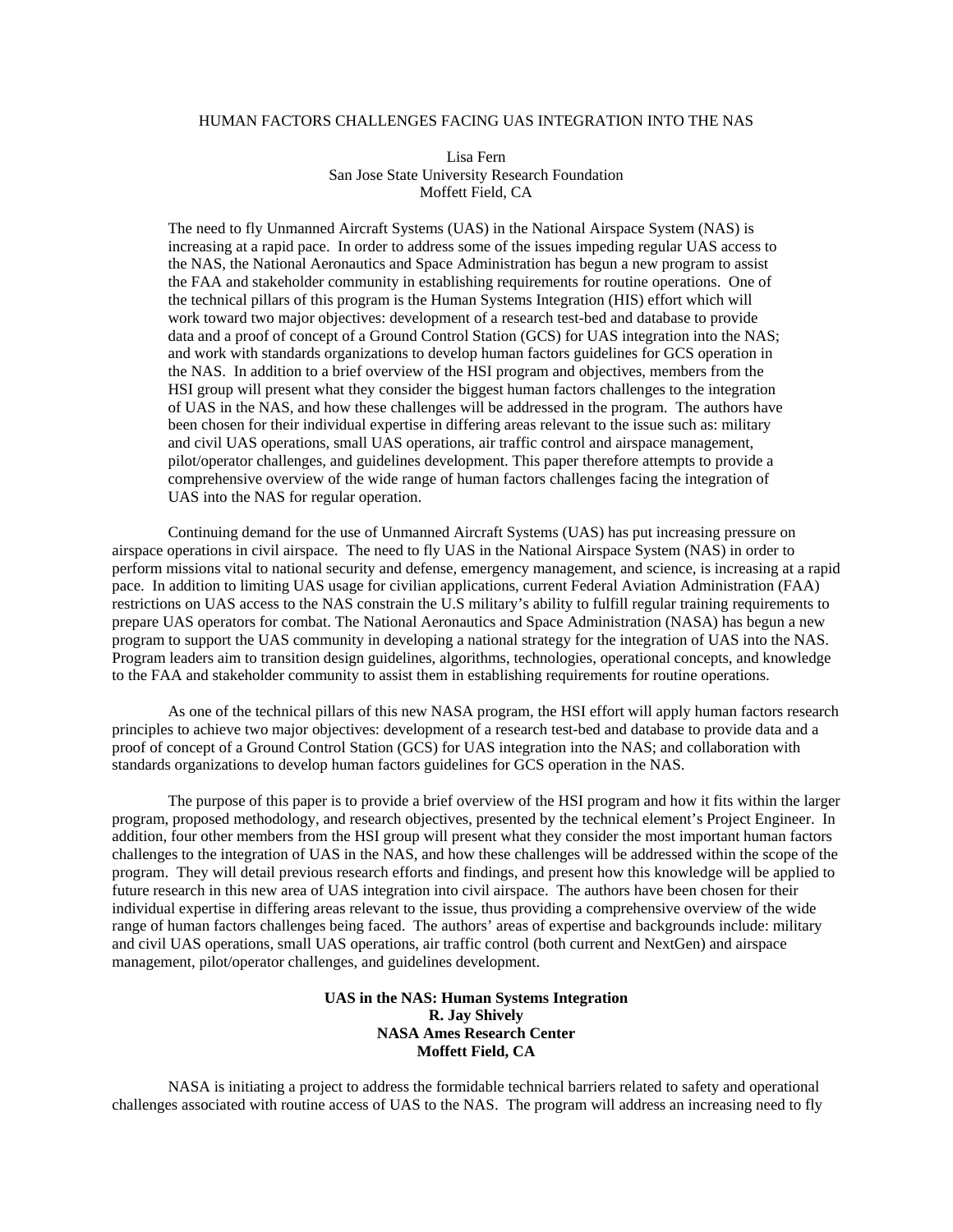HUMAN FACTORS CHALLENGES FACING UAS INTEGRATION INTO THE NAS

Lisa Fern
San Jose State University Research Foundation
Moffett Field, CA

> The need to fly Unmanned Aircraft Systems (UAS) in the National Airspace System (NAS) is increasing at a rapid pace. In order to address some of the issues impeding regular UAS access to the NAS, the National Aeronautics and Space Administration has begun a new program to assist the FAA and stakeholder community in establishing requirements for routine operations. One of the technical pillars of this program is the Human Systems Integration (HIS) effort which will work toward two major objectives: development of a research test-bed and database to provide data and a proof of concept of a Ground Control Station (GCS) for UAS integration into the NAS; and work with standards organizations to develop human factors guidelines for GCS operation in the NAS. In addition to a brief overview of the HSI program and objectives, members from the HSI group will present what they consider the biggest human factors challenges to the integration of UAS in the NAS, and how these challenges will be addressed in the program. The authors have been chosen for their individual expertise in differing areas relevant to the issue such as: military and civil UAS operations, small UAS operations, air traffic control and airspace management, pilot/operator challenges, and guidelines development. This paper therefore attempts to provide a comprehensive overview of the wide range of human factors challenges facing the integration of UAS into the NAS for regular operation.

Continuing demand for the use of Unmanned Aircraft Systems (UAS) has put increasing pressure on airspace operations in civil airspace. The need to fly UAS in the National Airspace System (NAS) in order to perform missions vital to national security and defense, emergency management, and science, is increasing at a rapid pace. In addition to limiting UAS usage for civilian applications, current Federal Aviation Administration (FAA) restrictions on UAS access to the NAS constrain the U.S military's ability to fulfill regular training requirements to prepare UAS operators for combat. The National Aeronautics and Space Administration (NASA) has begun a new program to support the UAS community in developing a national strategy for the integration of UAS into the NAS. Program leaders aim to transition design guidelines, algorithms, technologies, operational concepts, and knowledge to the FAA and stakeholder community to assist them in establishing requirements for routine operations.

As one of the technical pillars of this new NASA program, the HSI effort will apply human factors research principles to achieve two major objectives: development of a research test-bed and database to provide data and a proof of concept of a Ground Control Station (GCS) for UAS integration into the NAS; and collaboration with standards organizations to develop human factors guidelines for GCS operation in the NAS.

The purpose of this paper is to provide a brief overview of the HSI program and how it fits within the larger program, proposed methodology, and research objectives, presented by the technical element's Project Engineer. In addition, four other members from the HSI group will present what they consider the most important human factors challenges to the integration of UAS in the NAS, and how these challenges will be addressed within the scope of the program. They will detail previous research efforts and findings, and present how this knowledge will be applied to future research in this new area of UAS integration into civil airspace. The authors have been chosen for their individual expertise in differing areas relevant to the issue, thus providing a comprehensive overview of the wide range of human factors challenges being faced. The authors' areas of expertise and backgrounds include: military and civil UAS operations, small UAS operations, air traffic control (both current and NextGen) and airspace management, pilot/operator challenges, and guidelines development.

## UAS in the NAS: Human Systems Integration

**R. Jay Shively**
**NASA Ames Research Center**
**Moffett Field, CA**

NASA is initiating a project to address the formidable technical barriers related to safety and operational challenges associated with routine access of UAS to the NAS. The program will address an increasing need to fly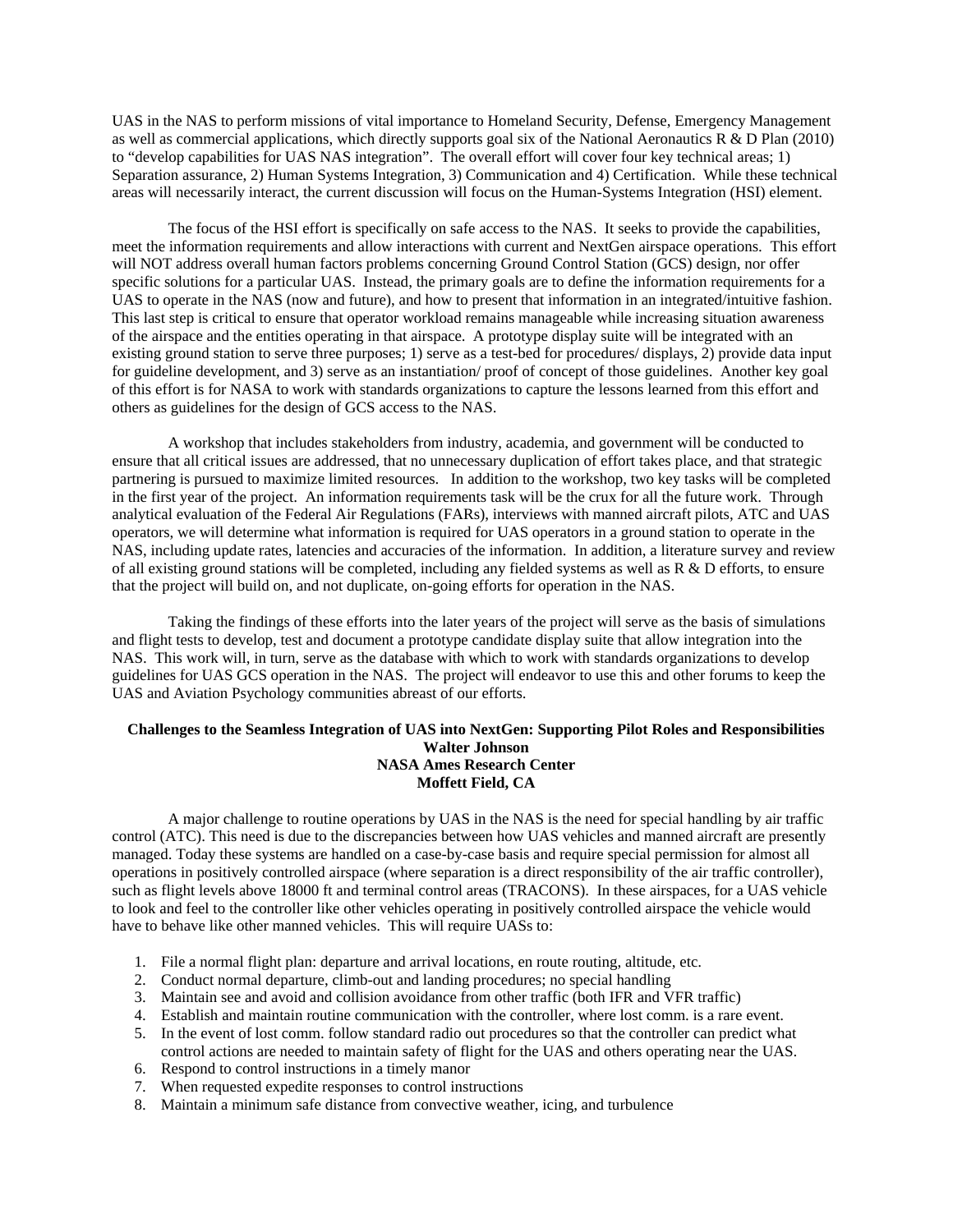UAS in the NAS to perform missions of vital importance to Homeland Security, Defense, Emergency Management as well as commercial applications, which directly supports goal six of the National Aeronautics R & D Plan (2010) to "develop capabilities for UAS NAS integration". The overall effort will cover four key technical areas; 1) Separation assurance, 2) Human Systems Integration, 3) Communication and 4) Certification. While these technical areas will necessarily interact, the current discussion will focus on the Human-Systems Integration (HSI) element.

The focus of the HSI effort is specifically on safe access to the NAS. It seeks to provide the capabilities, meet the information requirements and allow interactions with current and NextGen airspace operations. This effort will NOT address overall human factors problems concerning Ground Control Station (GCS) design, nor offer specific solutions for a particular UAS. Instead, the primary goals are to define the information requirements for a UAS to operate in the NAS (now and future), and how to present that information in an integrated/intuitive fashion. This last step is critical to ensure that operator workload remains manageable while increasing situation awareness of the airspace and the entities operating in that airspace. A prototype display suite will be integrated with an existing ground station to serve three purposes; 1) serve as a test-bed for procedures/ displays, 2) provide data input for guideline development, and 3) serve as an instantiation/ proof of concept of those guidelines. Another key goal of this effort is for NASA to work with standards organizations to capture the lessons learned from this effort and others as guidelines for the design of GCS access to the NAS.

A workshop that includes stakeholders from industry, academia, and government will be conducted to ensure that all critical issues are addressed, that no unnecessary duplication of effort takes place, and that strategic partnering is pursued to maximize limited resources. In addition to the workshop, two key tasks will be completed in the first year of the project. An information requirements task will be the crux for all the future work. Through analytical evaluation of the Federal Air Regulations (FARs), interviews with manned aircraft pilots, ATC and UAS operators, we will determine what information is required for UAS operators in a ground station to operate in the NAS, including update rates, latencies and accuracies of the information. In addition, a literature survey and review of all existing ground stations will be completed, including any fielded systems as well as R & D efforts, to ensure that the project will build on, and not duplicate, on-going efforts for operation in the NAS.

Taking the findings of these efforts into the later years of the project will serve as the basis of simulations and flight tests to develop, test and document a prototype candidate display suite that allow integration into the NAS. This work will, in turn, serve as the database with which to work with standards organizations to develop guidelines for UAS GCS operation in the NAS. The project will endeavor to use this and other forums to keep the UAS and Aviation Psychology communities abreast of our efforts.

**Challenges to the Seamless Integration of UAS into NextGen: Supporting Pilot Roles and Responsibilities**
**Walter Johnson**
**NASA Ames Research Center**
**Moffett Field, CA**

A major challenge to routine operations by UAS in the NAS is the need for special handling by air traffic control (ATC). This need is due to the discrepancies between how UAS vehicles and manned aircraft are presently managed. Today these systems are handled on a case-by-case basis and require special permission for almost all operations in positively controlled airspace (where separation is a direct responsibility of the air traffic controller), such as flight levels above 18000 ft and terminal control areas (TRACONS). In these airspaces, for a UAS vehicle to look and feel to the controller like other vehicles operating in positively controlled airspace the vehicle would have to behave like other manned vehicles. This will require UASs to:

1. File a normal flight plan: departure and arrival locations, en route routing, altitude, etc.
2. Conduct normal departure, climb-out and landing procedures; no special handling
3. Maintain see and avoid and collision avoidance from other traffic (both IFR and VFR traffic)
4. Establish and maintain routine communication with the controller, where lost comm. is a rare event.
5. In the event of lost comm. follow standard radio out procedures so that the controller can predict what control actions are needed to maintain safety of flight for the UAS and others operating near the UAS.
6. Respond to control instructions in a timely manor
7. When requested expedite responses to control instructions
8. Maintain a minimum safe distance from convective weather, icing, and turbulence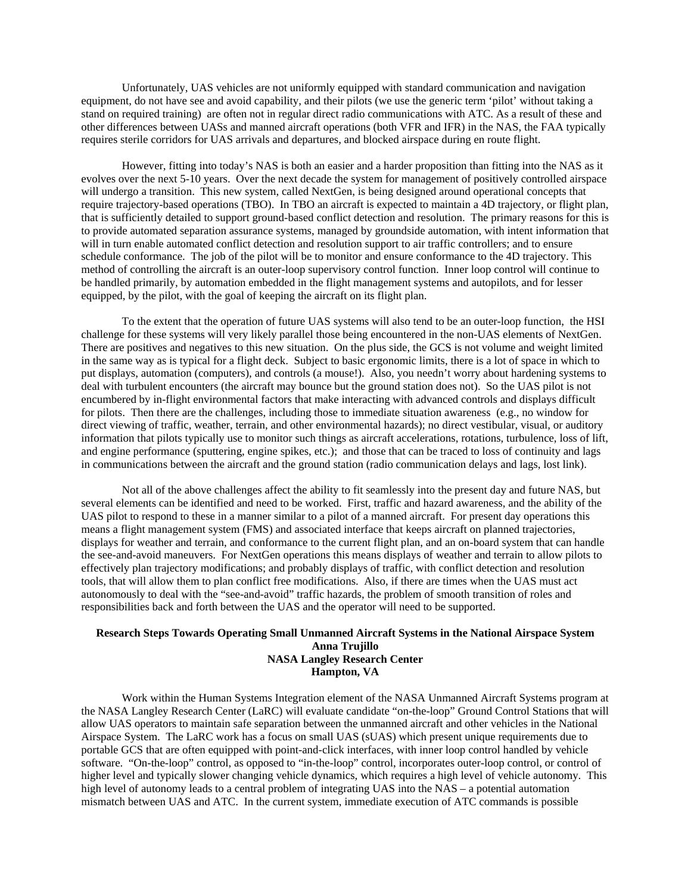Unfortunately, UAS vehicles are not uniformly equipped with standard communication and navigation equipment, do not have see and avoid capability, and their pilots (we use the generic term 'pilot' without taking a stand on required training) are often not in regular direct radio communications with ATC. As a result of these and other differences between UASs and manned aircraft operations (both VFR and IFR) in the NAS, the FAA typically requires sterile corridors for UAS arrivals and departures, and blocked airspace during en route flight.

However, fitting into today's NAS is both an easier and a harder proposition than fitting into the NAS as it evolves over the next 5-10 years. Over the next decade the system for management of positively controlled airspace will undergo a transition. This new system, called NextGen, is being designed around operational concepts that require trajectory-based operations (TBO). In TBO an aircraft is expected to maintain a 4D trajectory, or flight plan, that is sufficiently detailed to support ground-based conflict detection and resolution. The primary reasons for this is to provide automated separation assurance systems, managed by groundside automation, with intent information that will in turn enable automated conflict detection and resolution support to air traffic controllers; and to ensure schedule conformance. The job of the pilot will be to monitor and ensure conformance to the 4D trajectory. This method of controlling the aircraft is an outer-loop supervisory control function. Inner loop control will continue to be handled primarily, by automation embedded in the flight management systems and autopilots, and for lesser equipped, by the pilot, with the goal of keeping the aircraft on its flight plan.

To the extent that the operation of future UAS systems will also tend to be an outer-loop function, the HSI challenge for these systems will very likely parallel those being encountered in the non-UAS elements of NextGen. There are positives and negatives to this new situation. On the plus side, the GCS is not volume and weight limited in the same way as is typical for a flight deck. Subject to basic ergonomic limits, there is a lot of space in which to put displays, automation (computers), and controls (a mouse!). Also, you needn't worry about hardening systems to deal with turbulent encounters (the aircraft may bounce but the ground station does not). So the UAS pilot is not encumbered by in-flight environmental factors that make interacting with advanced controls and displays difficult for pilots. Then there are the challenges, including those to immediate situation awareness (e.g., no window for direct viewing of traffic, weather, terrain, and other environmental hazards); no direct vestibular, visual, or auditory information that pilots typically use to monitor such things as aircraft accelerations, rotations, turbulence, loss of lift, and engine performance (sputtering, engine spikes, etc.); and those that can be traced to loss of continuity and lags in communications between the aircraft and the ground station (radio communication delays and lags, lost link).

Not all of the above challenges affect the ability to fit seamlessly into the present day and future NAS, but several elements can be identified and need to be worked. First, traffic and hazard awareness, and the ability of the UAS pilot to respond to these in a manner similar to a pilot of a manned aircraft. For present day operations this means a flight management system (FMS) and associated interface that keeps aircraft on planned trajectories, displays for weather and terrain, and conformance to the current flight plan, and an on-board system that can handle the see-and-avoid maneuvers. For NextGen operations this means displays of weather and terrain to allow pilots to effectively plan trajectory modifications; and probably displays of traffic, with conflict detection and resolution tools, that will allow them to plan conflict free modifications. Also, if there are times when the UAS must act autonomously to deal with the "see-and-avoid" traffic hazards, the problem of smooth transition of roles and responsibilities back and forth between the UAS and the operator will need to be supported.

**Research Steps Towards Operating Small Unmanned Aircraft Systems in the National Airspace System**
**Anna Trujillo**
**NASA Langley Research Center**
**Hampton, VA**

Work within the Human Systems Integration element of the NASA Unmanned Aircraft Systems program at the NASA Langley Research Center (LaRC) will evaluate candidate "on-the-loop" Ground Control Stations that will allow UAS operators to maintain safe separation between the unmanned aircraft and other vehicles in the National Airspace System. The LaRC work has a focus on small UAS (sUAS) which present unique requirements due to portable GCS that are often equipped with point-and-click interfaces, with inner loop control handled by vehicle software. "On-the-loop" control, as opposed to "in-the-loop" control, incorporates outer-loop control, or control of higher level and typically slower changing vehicle dynamics, which requires a high level of vehicle autonomy. This high level of autonomy leads to a central problem of integrating UAS into the NAS – a potential automation mismatch between UAS and ATC. In the current system, immediate execution of ATC commands is possible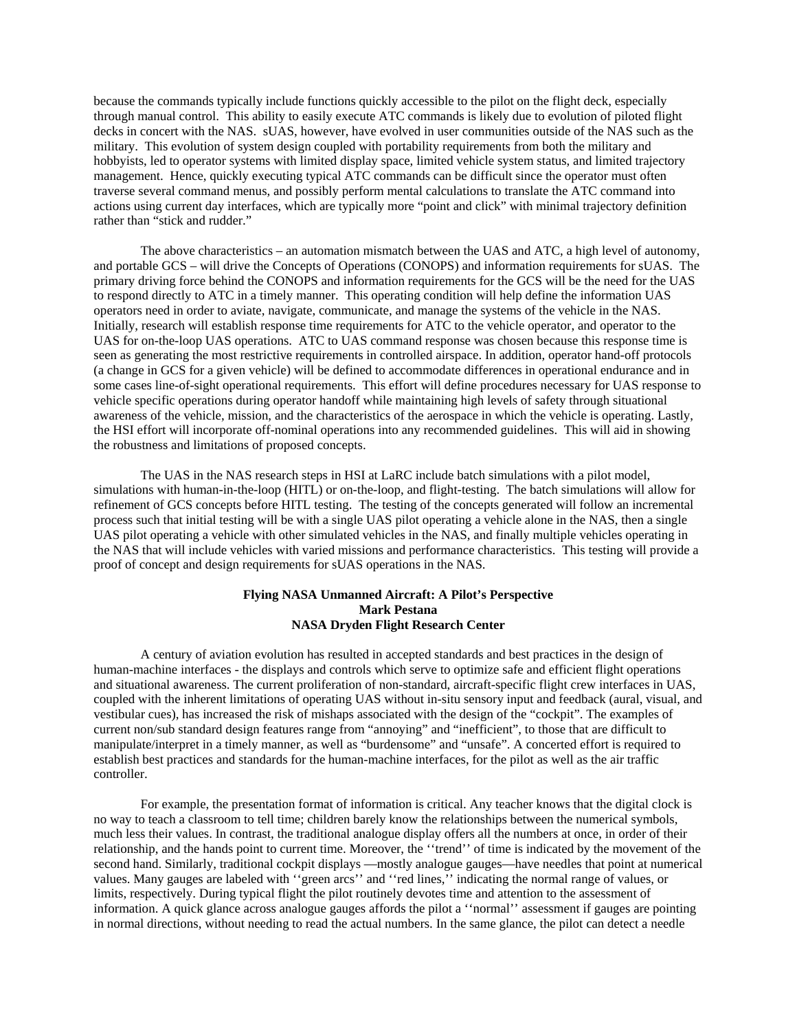because the commands typically include functions quickly accessible to the pilot on the flight deck, especially through manual control. This ability to easily execute ATC commands is likely due to evolution of piloted flight decks in concert with the NAS. sUAS, however, have evolved in user communities outside of the NAS such as the military. This evolution of system design coupled with portability requirements from both the military and hobbyists, led to operator systems with limited display space, limited vehicle system status, and limited trajectory management. Hence, quickly executing typical ATC commands can be difficult since the operator must often traverse several command menus, and possibly perform mental calculations to translate the ATC command into actions using current day interfaces, which are typically more "point and click" with minimal trajectory definition rather than "stick and rudder."

The above characteristics – an automation mismatch between the UAS and ATC, a high level of autonomy, and portable GCS – will drive the Concepts of Operations (CONOPS) and information requirements for sUAS. The primary driving force behind the CONOPS and information requirements for the GCS will be the need for the UAS to respond directly to ATC in a timely manner. This operating condition will help define the information UAS operators need in order to aviate, navigate, communicate, and manage the systems of the vehicle in the NAS. Initially, research will establish response time requirements for ATC to the vehicle operator, and operator to the UAS for on-the-loop UAS operations. ATC to UAS command response was chosen because this response time is seen as generating the most restrictive requirements in controlled airspace. In addition, operator hand-off protocols (a change in GCS for a given vehicle) will be defined to accommodate differences in operational endurance and in some cases line-of-sight operational requirements. This effort will define procedures necessary for UAS response to vehicle specific operations during operator handoff while maintaining high levels of safety through situational awareness of the vehicle, mission, and the characteristics of the aerospace in which the vehicle is operating. Lastly, the HSI effort will incorporate off-nominal operations into any recommended guidelines. This will aid in showing the robustness and limitations of proposed concepts.

The UAS in the NAS research steps in HSI at LaRC include batch simulations with a pilot model, simulations with human-in-the-loop (HITL) or on-the-loop, and flight-testing. The batch simulations will allow for refinement of GCS concepts before HITL testing. The testing of the concepts generated will follow an incremental process such that initial testing will be with a single UAS pilot operating a vehicle alone in the NAS, then a single UAS pilot operating a vehicle with other simulated vehicles in the NAS, and finally multiple vehicles operating in the NAS that will include vehicles with varied missions and performance characteristics. This testing will provide a proof of concept and design requirements for sUAS operations in the NAS.

**Flying NASA Unmanned Aircraft: A Pilot's Perspective**
**Mark Pestana**
**NASA Dryden Flight Research Center**

A century of aviation evolution has resulted in accepted standards and best practices in the design of human-machine interfaces - the displays and controls which serve to optimize safe and efficient flight operations and situational awareness. The current proliferation of non-standard, aircraft-specific flight crew interfaces in UAS, coupled with the inherent limitations of operating UAS without in-situ sensory input and feedback (aural, visual, and vestibular cues), has increased the risk of mishaps associated with the design of the "cockpit". The examples of current non/sub standard design features range from "annoying" and "inefficient", to those that are difficult to manipulate/interpret in a timely manner, as well as "burdensome" and "unsafe". A concerted effort is required to establish best practices and standards for the human-machine interfaces, for the pilot as well as the air traffic controller.

For example, the presentation format of information is critical. Any teacher knows that the digital clock is no way to teach a classroom to tell time; children barely know the relationships between the numerical symbols, much less their values. In contrast, the traditional analogue display offers all the numbers at once, in order of their relationship, and the hands point to current time. Moreover, the ''trend'' of time is indicated by the movement of the second hand. Similarly, traditional cockpit displays —mostly analogue gauges—have needles that point at numerical values. Many gauges are labeled with ''green arcs'' and ''red lines,'' indicating the normal range of values, or limits, respectively. During typical flight the pilot routinely devotes time and attention to the assessment of information. A quick glance across analogue gauges affords the pilot a ''normal'' assessment if gauges are pointing in normal directions, without needing to read the actual numbers. In the same glance, the pilot can detect a needle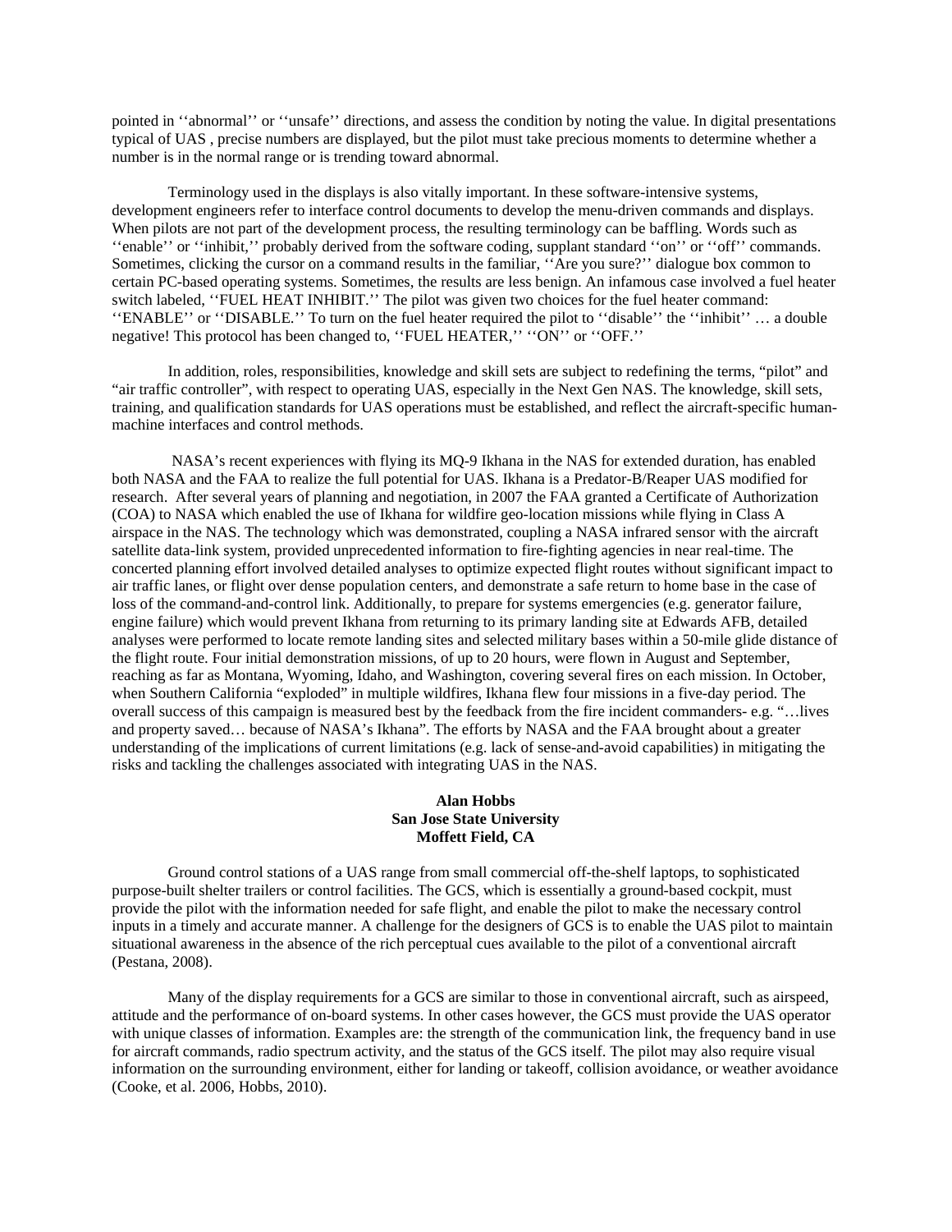pointed in ''abnormal'' or ''unsafe'' directions, and assess the condition by noting the value. In digital presentations typical of UAS , precise numbers are displayed, but the pilot must take precious moments to determine whether a number is in the normal range or is trending toward abnormal.

Terminology used in the displays is also vitally important. In these software-intensive systems, development engineers refer to interface control documents to develop the menu-driven commands and displays. When pilots are not part of the development process, the resulting terminology can be baffling. Words such as ''enable'' or ''inhibit,'' probably derived from the software coding, supplant standard ''on'' or ''off'' commands. Sometimes, clicking the cursor on a command results in the familiar, ''Are you sure?'' dialogue box common to certain PC-based operating systems. Sometimes, the results are less benign. An infamous case involved a fuel heater switch labeled, ''FUEL HEAT INHIBIT.'' The pilot was given two choices for the fuel heater command: ''ENABLE'' or ''DISABLE.'' To turn on the fuel heater required the pilot to ''disable'' the ''inhibit'' … a double negative! This protocol has been changed to, ''FUEL HEATER,'' ''ON'' or ''OFF.''

In addition, roles, responsibilities, knowledge and skill sets are subject to redefining the terms, "pilot" and "air traffic controller", with respect to operating UAS, especially in the Next Gen NAS. The knowledge, skill sets, training, and qualification standards for UAS operations must be established, and reflect the aircraft-specific human-machine interfaces and control methods.

NASA's recent experiences with flying its MQ-9 Ikhana in the NAS for extended duration, has enabled both NASA and the FAA to realize the full potential for UAS. Ikhana is a Predator-B/Reaper UAS modified for research. After several years of planning and negotiation, in 2007 the FAA granted a Certificate of Authorization (COA) to NASA which enabled the use of Ikhana for wildfire geo-location missions while flying in Class A airspace in the NAS. The technology which was demonstrated, coupling a NASA infrared sensor with the aircraft satellite data-link system, provided unprecedented information to fire-fighting agencies in near real-time. The concerted planning effort involved detailed analyses to optimize expected flight routes without significant impact to air traffic lanes, or flight over dense population centers, and demonstrate a safe return to home base in the case of loss of the command-and-control link. Additionally, to prepare for systems emergencies (e.g. generator failure, engine failure) which would prevent Ikhana from returning to its primary landing site at Edwards AFB, detailed analyses were performed to locate remote landing sites and selected military bases within a 50-mile glide distance of the flight route. Four initial demonstration missions, of up to 20 hours, were flown in August and September, reaching as far as Montana, Wyoming, Idaho, and Washington, covering several fires on each mission. In October, when Southern California "exploded" in multiple wildfires, Ikhana flew four missions in a five-day period. The overall success of this campaign is measured best by the feedback from the fire incident commanders- e.g. "…lives and property saved… because of NASA's Ikhana". The efforts by NASA and the FAA brought about a greater understanding of the implications of current limitations (e.g. lack of sense-and-avoid capabilities) in mitigating the risks and tackling the challenges associated with integrating UAS in the NAS.

**Alan Hobbs**
**San Jose State University**
**Moffett Field, CA**

Ground control stations of a UAS range from small commercial off-the-shelf laptops, to sophisticated purpose-built shelter trailers or control facilities. The GCS, which is essentially a ground-based cockpit, must provide the pilot with the information needed for safe flight, and enable the pilot to make the necessary control inputs in a timely and accurate manner. A challenge for the designers of GCS is to enable the UAS pilot to maintain situational awareness in the absence of the rich perceptual cues available to the pilot of a conventional aircraft (Pestana, 2008).

Many of the display requirements for a GCS are similar to those in conventional aircraft, such as airspeed, attitude and the performance of on-board systems. In other cases however, the GCS must provide the UAS operator with unique classes of information. Examples are: the strength of the communication link, the frequency band in use for aircraft commands, radio spectrum activity, and the status of the GCS itself. The pilot may also require visual information on the surrounding environment, either for landing or takeoff, collision avoidance, or weather avoidance (Cooke, et al. 2006, Hobbs, 2010).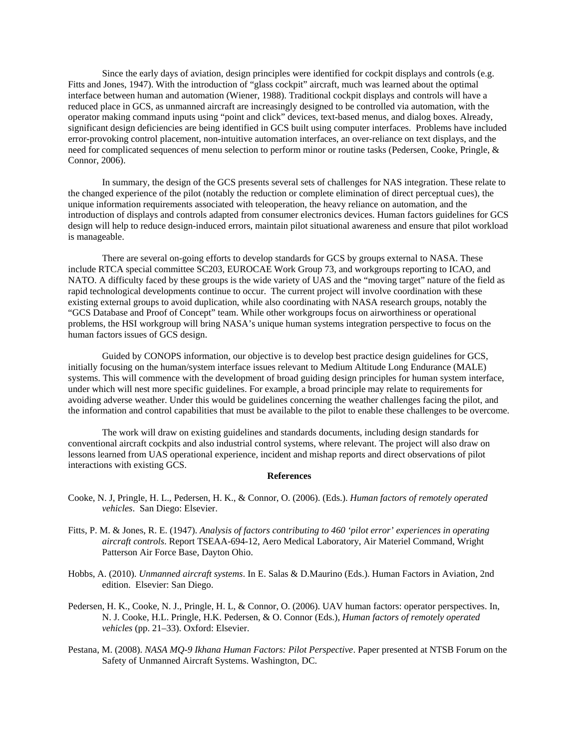Since the early days of aviation, design principles were identified for cockpit displays and controls (e.g. Fitts and Jones, 1947). With the introduction of "glass cockpit" aircraft, much was learned about the optimal interface between human and automation (Wiener, 1988). Traditional cockpit displays and controls will have a reduced place in GCS, as unmanned aircraft are increasingly designed to be controlled via automation, with the operator making command inputs using "point and click" devices, text-based menus, and dialog boxes. Already, significant design deficiencies are being identified in GCS built using computer interfaces. Problems have included error-provoking control placement, non-intuitive automation interfaces, an over-reliance on text displays, and the need for complicated sequences of menu selection to perform minor or routine tasks (Pedersen, Cooke, Pringle, & Connor, 2006).

In summary, the design of the GCS presents several sets of challenges for NAS integration. These relate to the changed experience of the pilot (notably the reduction or complete elimination of direct perceptual cues), the unique information requirements associated with teleoperation, the heavy reliance on automation, and the introduction of displays and controls adapted from consumer electronics devices. Human factors guidelines for GCS design will help to reduce design-induced errors, maintain pilot situational awareness and ensure that pilot workload is manageable.

There are several on-going efforts to develop standards for GCS by groups external to NASA. These include RTCA special committee SC203, EUROCAE Work Group 73, and workgroups reporting to ICAO, and NATO. A difficulty faced by these groups is the wide variety of UAS and the "moving target" nature of the field as rapid technological developments continue to occur. The current project will involve coordination with these existing external groups to avoid duplication, while also coordinating with NASA research groups, notably the "GCS Database and Proof of Concept" team. While other workgroups focus on airworthiness or operational problems, the HSI workgroup will bring NASA's unique human systems integration perspective to focus on the human factors issues of GCS design.

Guided by CONOPS information, our objective is to develop best practice design guidelines for GCS, initially focusing on the human/system interface issues relevant to Medium Altitude Long Endurance (MALE) systems. This will commence with the development of broad guiding design principles for human system interface, under which will nest more specific guidelines. For example, a broad principle may relate to requirements for avoiding adverse weather. Under this would be guidelines concerning the weather challenges facing the pilot, and the information and control capabilities that must be available to the pilot to enable these challenges to be overcome.

The work will draw on existing guidelines and standards documents, including design standards for conventional aircraft cockpits and also industrial control systems, where relevant. The project will also draw on lessons learned from UAS operational experience, incident and mishap reports and direct observations of pilot interactions with existing GCS.

**References**

Cooke, N. J, Pringle, H. L., Pedersen, H. K., & Connor, O. (2006). (Eds.). *Human factors of remotely operated vehicles*. San Diego: Elsevier.

Fitts, P. M. & Jones, R. E. (1947). *Analysis of factors contributing to 460 'pilot error' experiences in operating aircraft controls*. Report TSEAA-694-12, Aero Medical Laboratory, Air Materiel Command, Wright Patterson Air Force Base, Dayton Ohio.

Hobbs, A. (2010). *Unmanned aircraft systems*. In E. Salas & D.Maurino (Eds.). Human Factors in Aviation, 2nd edition. Elsevier: San Diego.

Pedersen, H. K., Cooke, N. J., Pringle, H. L, & Connor, O. (2006). UAV human factors: operator perspectives. In, N. J. Cooke, H.L. Pringle, H.K. Pedersen, & O. Connor (Eds.), *Human factors of remotely operated vehicles* (pp. 21–33). Oxford: Elsevier.

Pestana, M. (2008). *NASA MQ-9 Ikhana Human Factors: Pilot Perspective*. Paper presented at NTSB Forum on the Safety of Unmanned Aircraft Systems. Washington, DC.